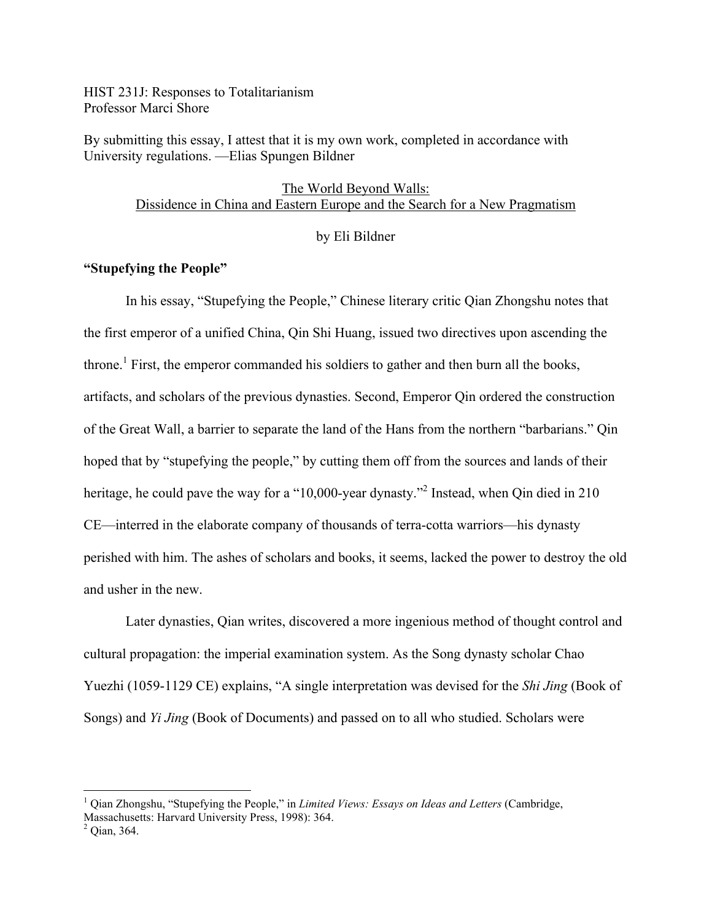HIST 231J: Responses to Totalitarianism
Professor Marci Shore

By submitting this essay, I attest that it is my own work, completed in accordance with University regulations. —Elias Spungen Bildner

# The World Beyond Walls: Dissidence in China and Eastern Europe and the Search for a New Pragmatism

by Eli Bildner

## "Stupefying the People"

In his essay, "Stupefying the People," Chinese literary critic Qian Zhongshu notes that the first emperor of a unified China, Qin Shi Huang, issued two directives upon ascending the throne.[1] First, the emperor commanded his soldiers to gather and then burn all the books, artifacts, and scholars of the previous dynasties. Second, Emperor Qin ordered the construction of the Great Wall, a barrier to separate the land of the Hans from the northern "barbarians." Qin hoped that by "stupefying the people," by cutting them off from the sources and lands of their heritage, he could pave the way for a "10,000-year dynasty."[2] Instead, when Qin died in 210 CE—interred in the elaborate company of thousands of terra-cotta warriors—his dynasty perished with him. The ashes of scholars and books, it seems, lacked the power to destroy the old and usher in the new.

Later dynasties, Qian writes, discovered a more ingenious method of thought control and cultural propagation: the imperial examination system. As the Song dynasty scholar Chao Yuezhi (1059-1129 CE) explains, "A single interpretation was devised for the *Shi Jing* (Book of Songs) and *Yi Jing* (Book of Documents) and passed on to all who studied. Scholars were

---

[1] Qian Zhongshu, "Stupefying the People," in *Limited Views: Essays on Ideas and Letters* (Cambridge, Massachusetts: Harvard University Press, 1998): 364.

[2] Qian, 364.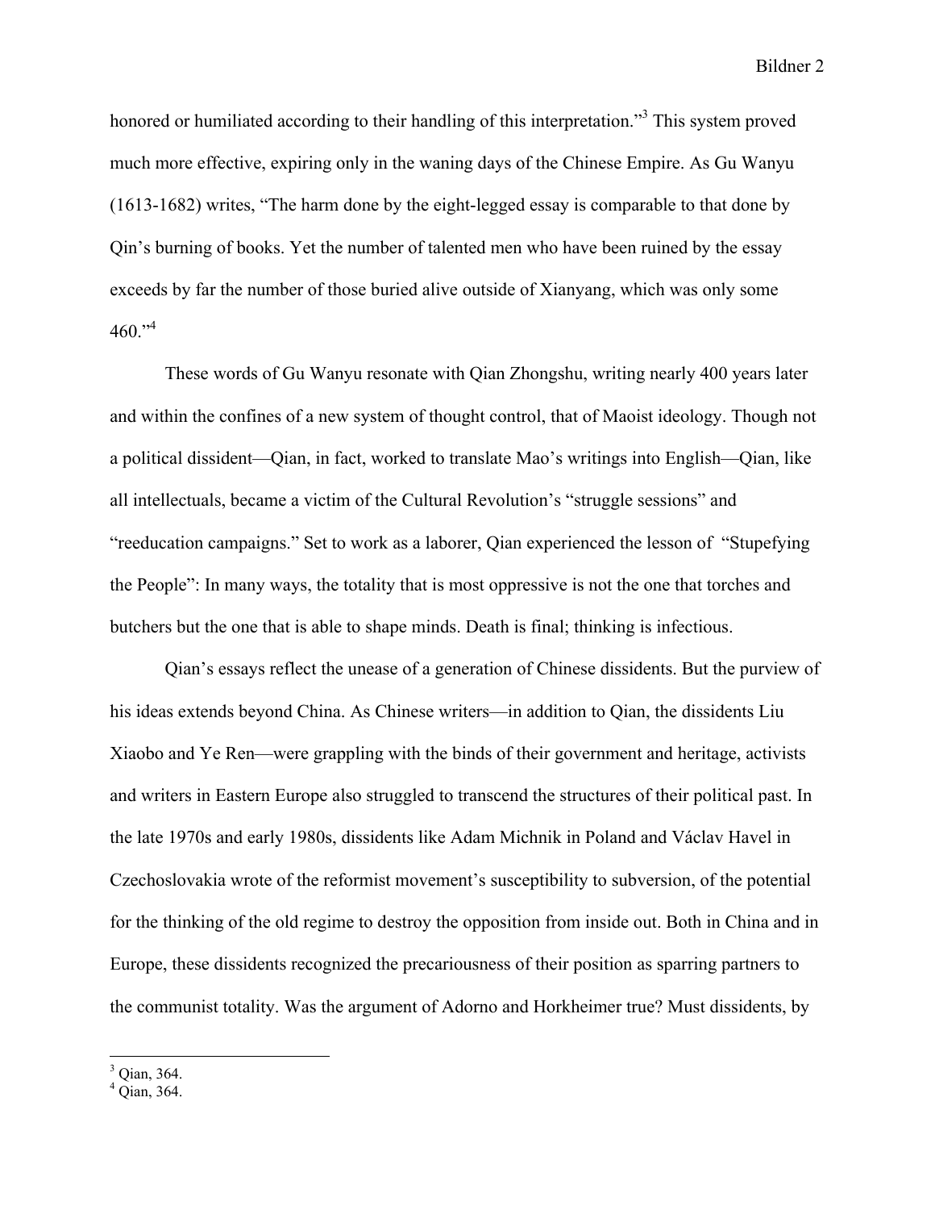honored or humiliated according to their handling of this interpretation."[3] This system proved much more effective, expiring only in the waning days of the Chinese Empire. As Gu Wanyu (1613-1682) writes, "The harm done by the eight-legged essay is comparable to that done by Qin's burning of books. Yet the number of talented men who have been ruined by the essay exceeds by far the number of those buried alive outside of Xianyang, which was only some 460."[4]

These words of Gu Wanyu resonate with Qian Zhongshu, writing nearly 400 years later and within the confines of a new system of thought control, that of Maoist ideology. Though not a political dissident—Qian, in fact, worked to translate Mao's writings into English—Qian, like all intellectuals, became a victim of the Cultural Revolution's "struggle sessions" and "reeducation campaigns." Set to work as a laborer, Qian experienced the lesson of "Stupefying the People": In many ways, the totality that is most oppressive is not the one that torches and butchers but the one that is able to shape minds. Death is final; thinking is infectious.

Qian's essays reflect the unease of a generation of Chinese dissidents. But the purview of his ideas extends beyond China. As Chinese writers—in addition to Qian, the dissidents Liu Xiaobo and Ye Ren—were grappling with the binds of their government and heritage, activists and writers in Eastern Europe also struggled to transcend the structures of their political past. In the late 1970s and early 1980s, dissidents like Adam Michnik in Poland and Václav Havel in Czechoslovakia wrote of the reformist movement's susceptibility to subversion, of the potential for the thinking of the old regime to destroy the opposition from inside out. Both in China and in Europe, these dissidents recognized the precariousness of their position as sparring partners to the communist totality. Was the argument of Adorno and Horkheimer true? Must dissidents, by

[3] Qian, 364.
[4] Qian, 364.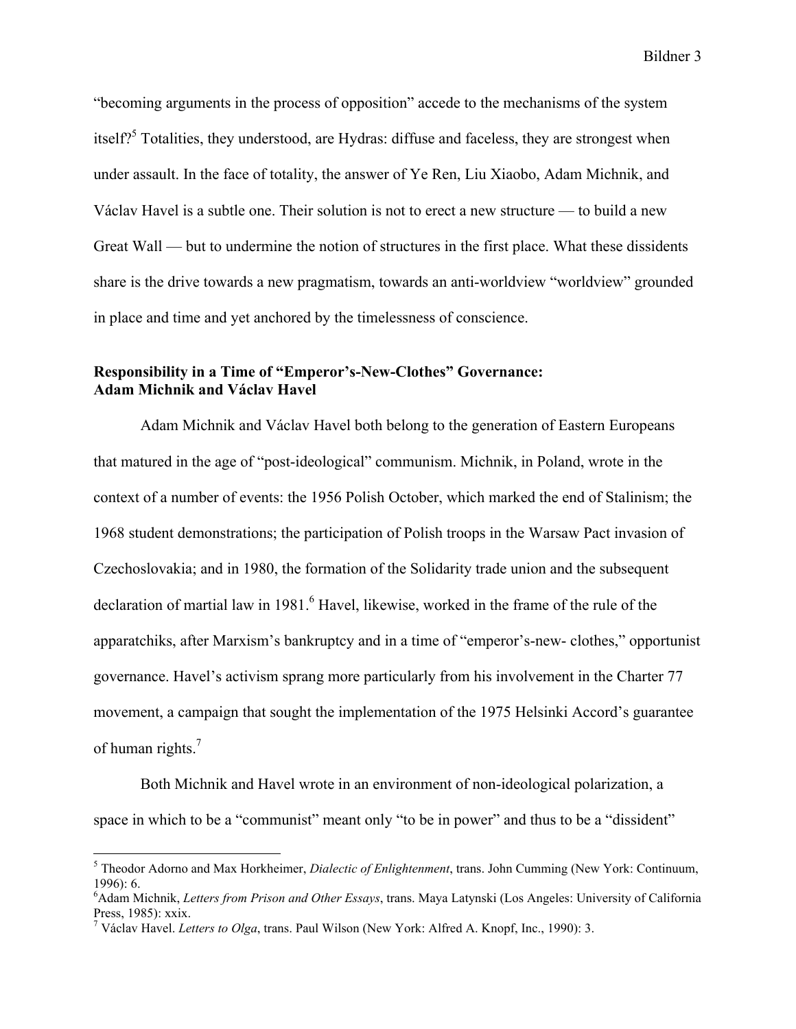"becoming arguments in the process of opposition" accede to the mechanisms of the system itself?[5] Totalities, they understood, are Hydras: diffuse and faceless, they are strongest when under assault. In the face of totality, the answer of Ye Ren, Liu Xiaobo, Adam Michnik, and Václav Havel is a subtle one. Their solution is not to erect a new structure — to build a new Great Wall — but to undermine the notion of structures in the first place. What these dissidents share is the drive towards a new pragmatism, towards an anti-worldview "worldview" grounded in place and time and yet anchored by the timelessness of conscience.

### Responsibility in a Time of "Emperor's-New-Clothes" Governance: Adam Michnik and Václav Havel

Adam Michnik and Václav Havel both belong to the generation of Eastern Europeans that matured in the age of "post-ideological" communism. Michnik, in Poland, wrote in the context of a number of events: the 1956 Polish October, which marked the end of Stalinism; the 1968 student demonstrations; the participation of Polish troops in the Warsaw Pact invasion of Czechoslovakia; and in 1980, the formation of the Solidarity trade union and the subsequent declaration of martial law in 1981.[6] Havel, likewise, worked in the frame of the rule of the apparatchiks, after Marxism's bankruptcy and in a time of "emperor's-new- clothes," opportunist governance. Havel's activism sprang more particularly from his involvement in the Charter 77 movement, a campaign that sought the implementation of the 1975 Helsinki Accord's guarantee of human rights.[7]

Both Michnik and Havel wrote in an environment of non-ideological polarization, a space in which to be a "communist" meant only "to be in power" and thus to be a "dissident"

---

[5] Theodor Adorno and Max Horkheimer, *Dialectic of Enlightenment*, trans. John Cumming (New York: Continuum, 1996): 6.

[6] Adam Michnik, *Letters from Prison and Other Essays*, trans. Maya Latynski (Los Angeles: University of California Press, 1985): xxix.

[7] Václav Havel. *Letters to Olga*, trans. Paul Wilson (New York: Alfred A. Knopf, Inc., 1990): 3.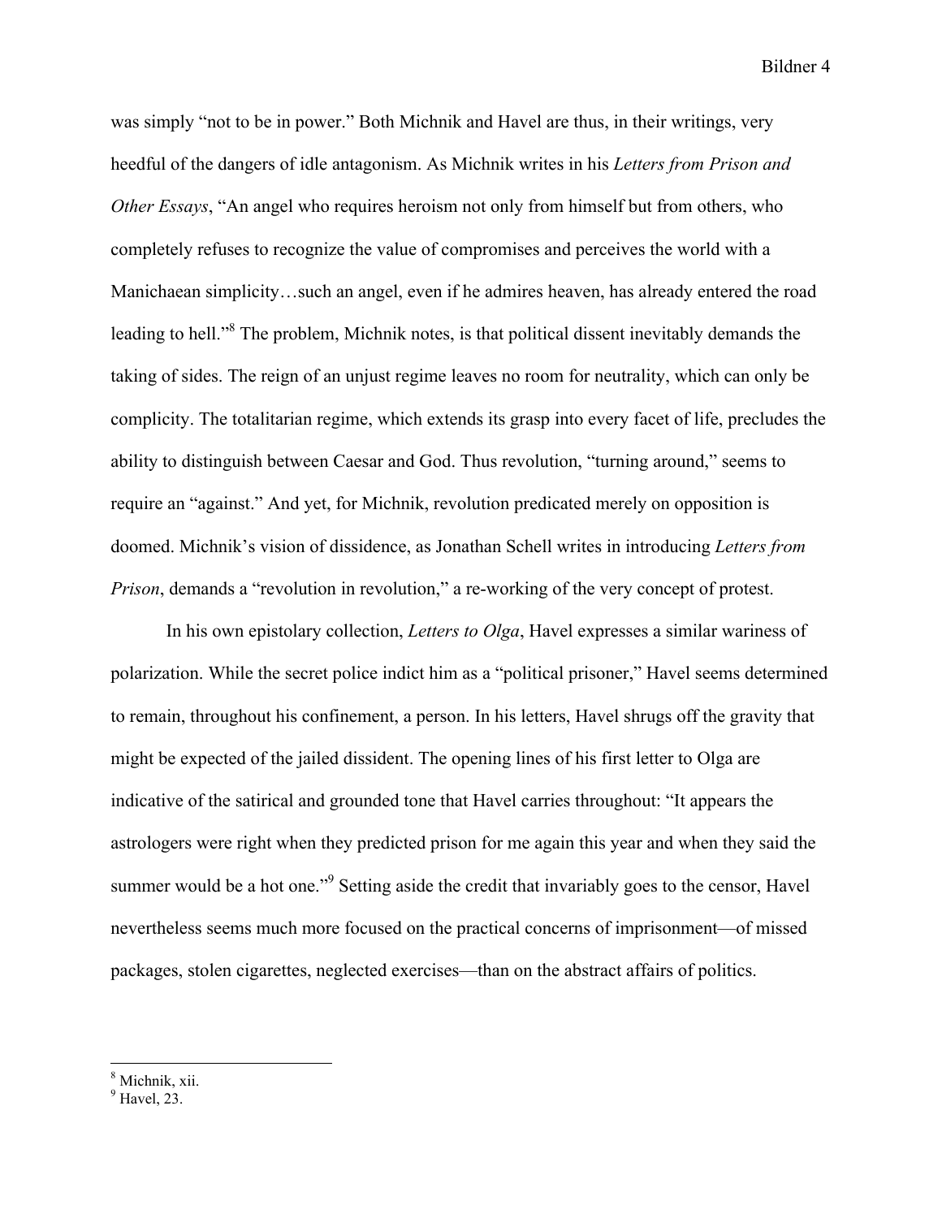was simply "not to be in power." Both Michnik and Havel are thus, in their writings, very heedful of the dangers of idle antagonism. As Michnik writes in his *Letters from Prison and Other Essays*, "An angel who requires heroism not only from himself but from others, who completely refuses to recognize the value of compromises and perceives the world with a Manichaean simplicity…such an angel, even if he admires heaven, has already entered the road leading to hell."[8] The problem, Michnik notes, is that political dissent inevitably demands the taking of sides. The reign of an unjust regime leaves no room for neutrality, which can only be complicity. The totalitarian regime, which extends its grasp into every facet of life, precludes the ability to distinguish between Caesar and God. Thus revolution, "turning around," seems to require an "against." And yet, for Michnik, revolution predicated merely on opposition is doomed. Michnik's vision of dissidence, as Jonathan Schell writes in introducing *Letters from Prison*, demands a "revolution in revolution," a re-working of the very concept of protest.

In his own epistolary collection, *Letters to Olga*, Havel expresses a similar wariness of polarization. While the secret police indict him as a "political prisoner," Havel seems determined to remain, throughout his confinement, a person. In his letters, Havel shrugs off the gravity that might be expected of the jailed dissident. The opening lines of his first letter to Olga are indicative of the satirical and grounded tone that Havel carries throughout: "It appears the astrologers were right when they predicted prison for me again this year and when they said the summer would be a hot one."[9] Setting aside the credit that invariably goes to the censor, Havel nevertheless seems much more focused on the practical concerns of imprisonment—of missed packages, stolen cigarettes, neglected exercises—than on the abstract affairs of politics.

---

[8] Michnik, xii.

[9] Havel, 23.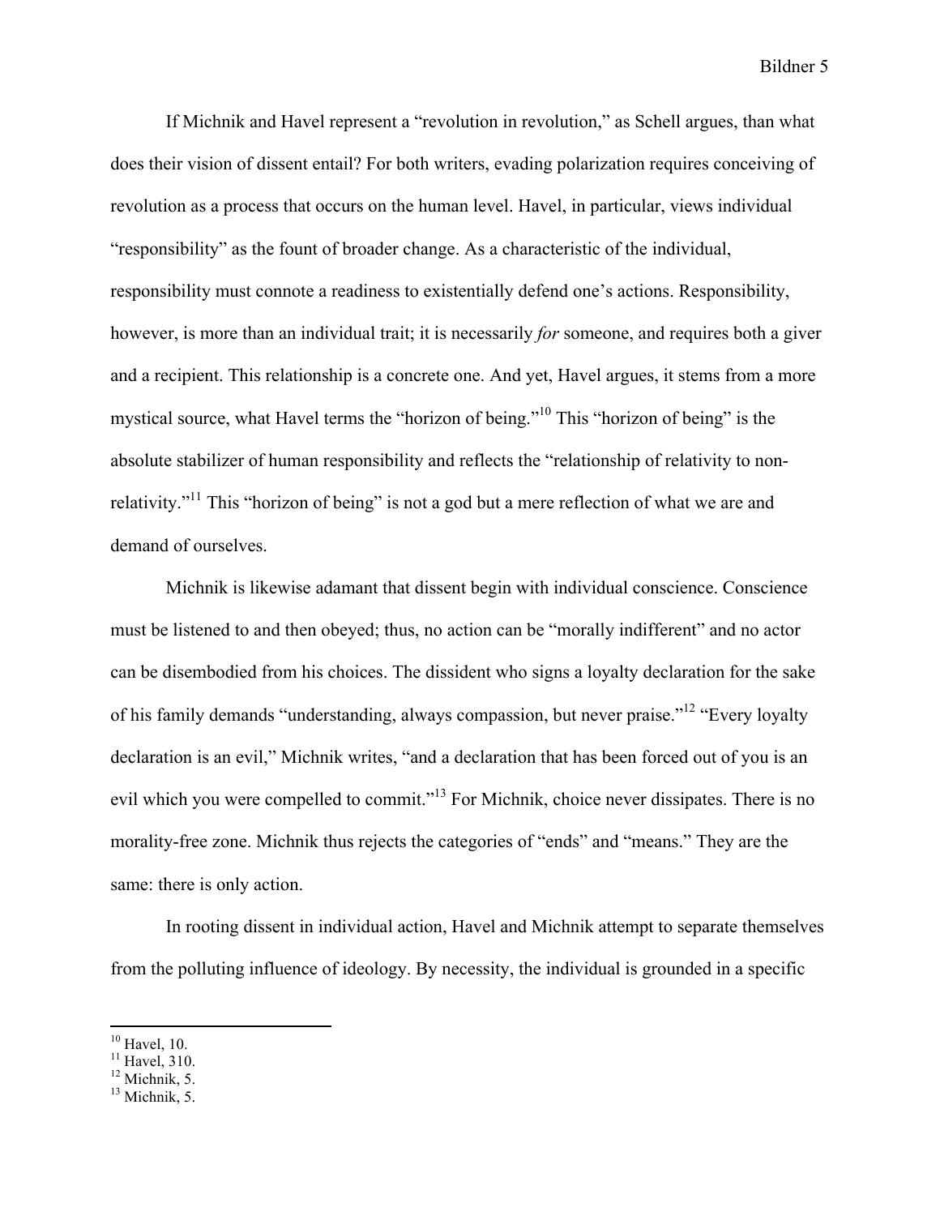If Michnik and Havel represent a "revolution in revolution," as Schell argues, than what does their vision of dissent entail? For both writers, evading polarization requires conceiving of revolution as a process that occurs on the human level. Havel, in particular, views individual "responsibility" as the fount of broader change. As a characteristic of the individual, responsibility must connote a readiness to existentially defend one's actions. Responsibility, however, is more than an individual trait; it is necessarily *for* someone, and requires both a giver and a recipient. This relationship is a concrete one. And yet, Havel argues, it stems from a more mystical source, what Havel terms the "horizon of being."[10] This "horizon of being" is the absolute stabilizer of human responsibility and reflects the "relationship of relativity to non-relativity."[11] This "horizon of being" is not a god but a mere reflection of what we are and demand of ourselves.

Michnik is likewise adamant that dissent begin with individual conscience. Conscience must be listened to and then obeyed; thus, no action can be "morally indifferent" and no actor can be disembodied from his choices. The dissident who signs a loyalty declaration for the sake of his family demands "understanding, always compassion, but never praise."[12] "Every loyalty declaration is an evil," Michnik writes, "and a declaration that has been forced out of you is an evil which you were compelled to commit."[13] For Michnik, choice never dissipates. There is no morality-free zone. Michnik thus rejects the categories of "ends" and "means." They are the same: there is only action.

In rooting dissent in individual action, Havel and Michnik attempt to separate themselves from the polluting influence of ideology. By necessity, the individual is grounded in a specific

---

[10] Havel, 10.
[11] Havel, 310.
[12] Michnik, 5.
[13] Michnik, 5.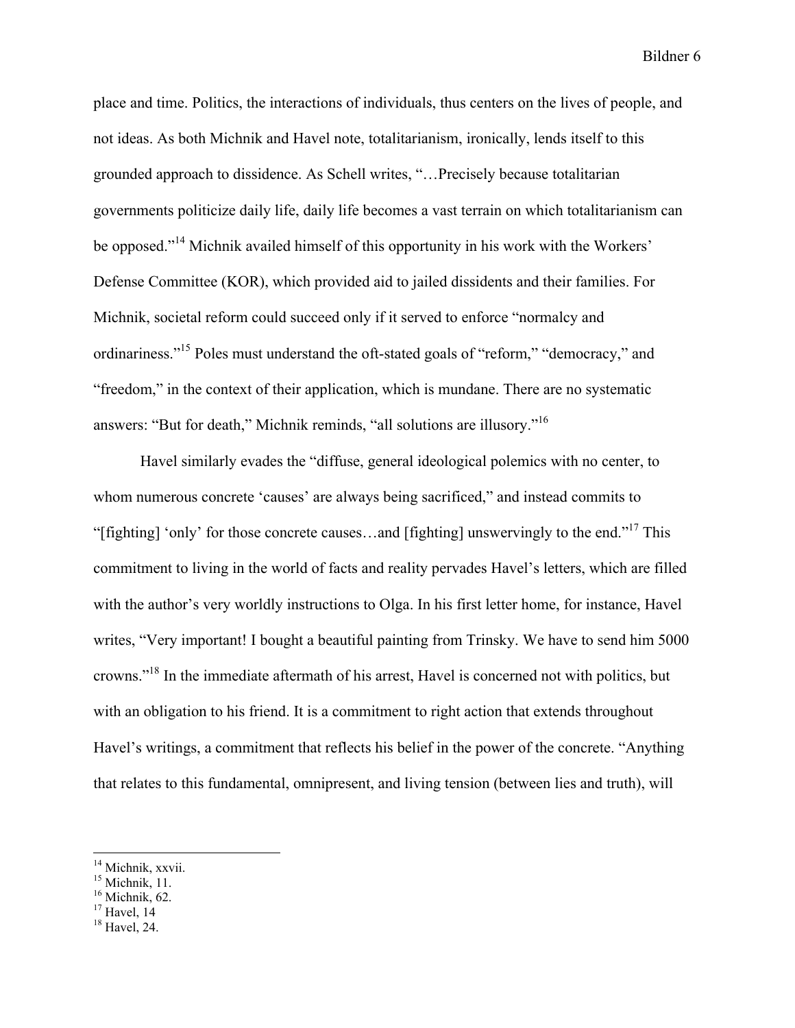place and time. Politics, the interactions of individuals, thus centers on the lives of people, and not ideas. As both Michnik and Havel note, totalitarianism, ironically, lends itself to this grounded approach to dissidence. As Schell writes, "…Precisely because totalitarian governments politicize daily life, daily life becomes a vast terrain on which totalitarianism can be opposed."[14] Michnik availed himself of this opportunity in his work with the Workers' Defense Committee (KOR), which provided aid to jailed dissidents and their families. For Michnik, societal reform could succeed only if it served to enforce "normalcy and ordinariness."[15] Poles must understand the oft-stated goals of "reform," "democracy," and "freedom," in the context of their application, which is mundane. There are no systematic answers: "But for death," Michnik reminds, "all solutions are illusory."[16]

Havel similarly evades the "diffuse, general ideological polemics with no center, to whom numerous concrete 'causes' are always being sacrificed," and instead commits to "[fighting] 'only' for those concrete causes…and [fighting] unswervingly to the end."[17] This commitment to living in the world of facts and reality pervades Havel's letters, which are filled with the author's very worldly instructions to Olga. In his first letter home, for instance, Havel writes, "Very important! I bought a beautiful painting from Trinsky. We have to send him 5000 crowns."[18] In the immediate aftermath of his arrest, Havel is concerned not with politics, but with an obligation to his friend. It is a commitment to right action that extends throughout Havel's writings, a commitment that reflects his belief in the power of the concrete. "Anything that relates to this fundamental, omnipresent, and living tension (between lies and truth), will

---

[14] Michnik, xxvii.
[15] Michnik, 11.
[16] Michnik, 62.
[17] Havel, 14
[18] Havel, 24.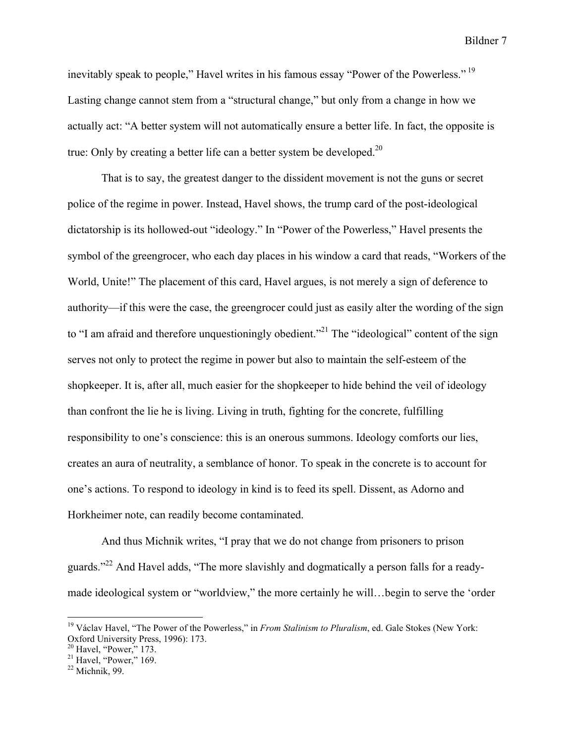inevitably speak to people," Havel writes in his famous essay "Power of the Powerless."[19] Lasting change cannot stem from a "structural change," but only from a change in how we actually act: "A better system will not automatically ensure a better life. In fact, the opposite is true: Only by creating a better life can a better system be developed.[20]

That is to say, the greatest danger to the dissident movement is not the guns or secret police of the regime in power. Instead, Havel shows, the trump card of the post-ideological dictatorship is its hollowed-out "ideology." In "Power of the Powerless," Havel presents the symbol of the greengrocer, who each day places in his window a card that reads, "Workers of the World, Unite!" The placement of this card, Havel argues, is not merely a sign of deference to authority—if this were the case, the greengrocer could just as easily alter the wording of the sign to "I am afraid and therefore unquestioningly obedient."[21] The "ideological" content of the sign serves not only to protect the regime in power but also to maintain the self-esteem of the shopkeeper. It is, after all, much easier for the shopkeeper to hide behind the veil of ideology than confront the lie he is living. Living in truth, fighting for the concrete, fulfilling responsibility to one's conscience: this is an onerous summons. Ideology comforts our lies, creates an aura of neutrality, a semblance of honor. To speak in the concrete is to account for one's actions. To respond to ideology in kind is to feed its spell. Dissent, as Adorno and Horkheimer note, can readily become contaminated.

And thus Michnik writes, "I pray that we do not change from prisoners to prison guards."[22] And Havel adds, "The more slavishly and dogmatically a person falls for a ready-made ideological system or "worldview," the more certainly he will…begin to serve the 'order

---

[19] Václav Havel, "The Power of the Powerless," in *From Stalinism to Pluralism*, ed. Gale Stokes (New York: Oxford University Press, 1996): 173.

[20] Havel, "Power," 173.

[21] Havel, "Power," 169.

[22] Michnik, 99.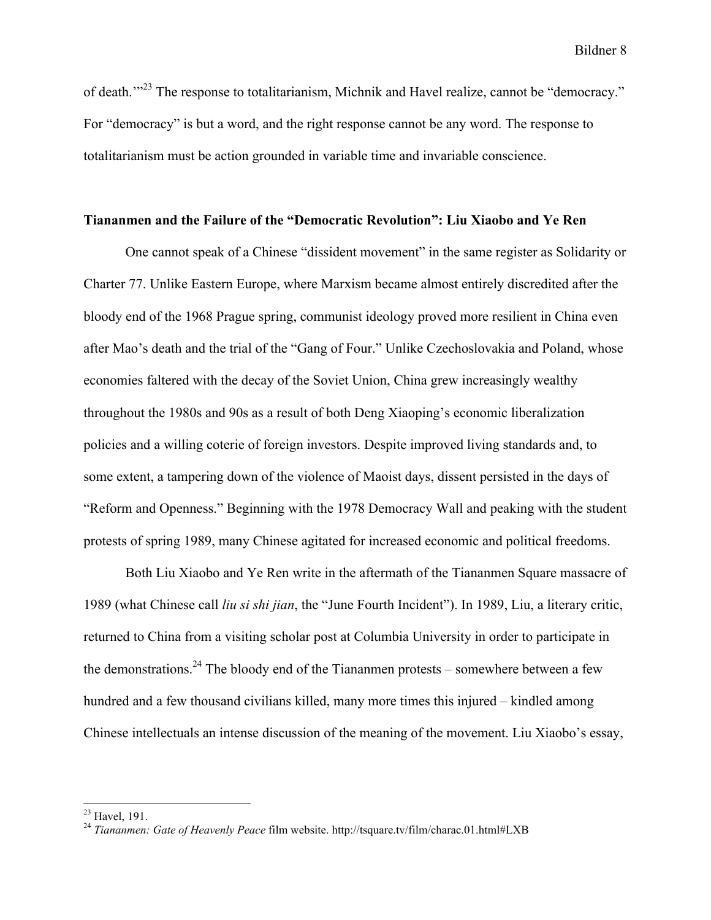of death.'"[23] The response to totalitarianism, Michnik and Havel realize, cannot be "democracy." For "democracy" is but a word, and the right response cannot be any word. The response to totalitarianism must be action grounded in variable time and invariable conscience.

## Tiananmen and the Failure of the "Democratic Revolution": Liu Xiaobo and Ye Ren

One cannot speak of a Chinese "dissident movement" in the same register as Solidarity or Charter 77. Unlike Eastern Europe, where Marxism became almost entirely discredited after the bloody end of the 1968 Prague spring, communist ideology proved more resilient in China even after Mao's death and the trial of the "Gang of Four." Unlike Czechoslovakia and Poland, whose economies faltered with the decay of the Soviet Union, China grew increasingly wealthy throughout the 1980s and 90s as a result of both Deng Xiaoping's economic liberalization policies and a willing coterie of foreign investors. Despite improved living standards and, to some extent, a tampering down of the violence of Maoist days, dissent persisted in the days of "Reform and Openness." Beginning with the 1978 Democracy Wall and peaking with the student protests of spring 1989, many Chinese agitated for increased economic and political freedoms.

Both Liu Xiaobo and Ye Ren write in the aftermath of the Tiananmen Square massacre of 1989 (what Chinese call *liu si shi jian*, the "June Fourth Incident"). In 1989, Liu, a literary critic, returned to China from a visiting scholar post at Columbia University in order to participate in the demonstrations.[24] The bloody end of the Tiananmen protests – somewhere between a few hundred and a few thousand civilians killed, many more times this injured – kindled among Chinese intellectuals an intense discussion of the meaning of the movement. Liu Xiaobo's essay,

---

[23] Havel, 191.

[24] *Tiananmen: Gate of Heavenly Peace* film website. http://tsquare.tv/film/charac.01.html#LXB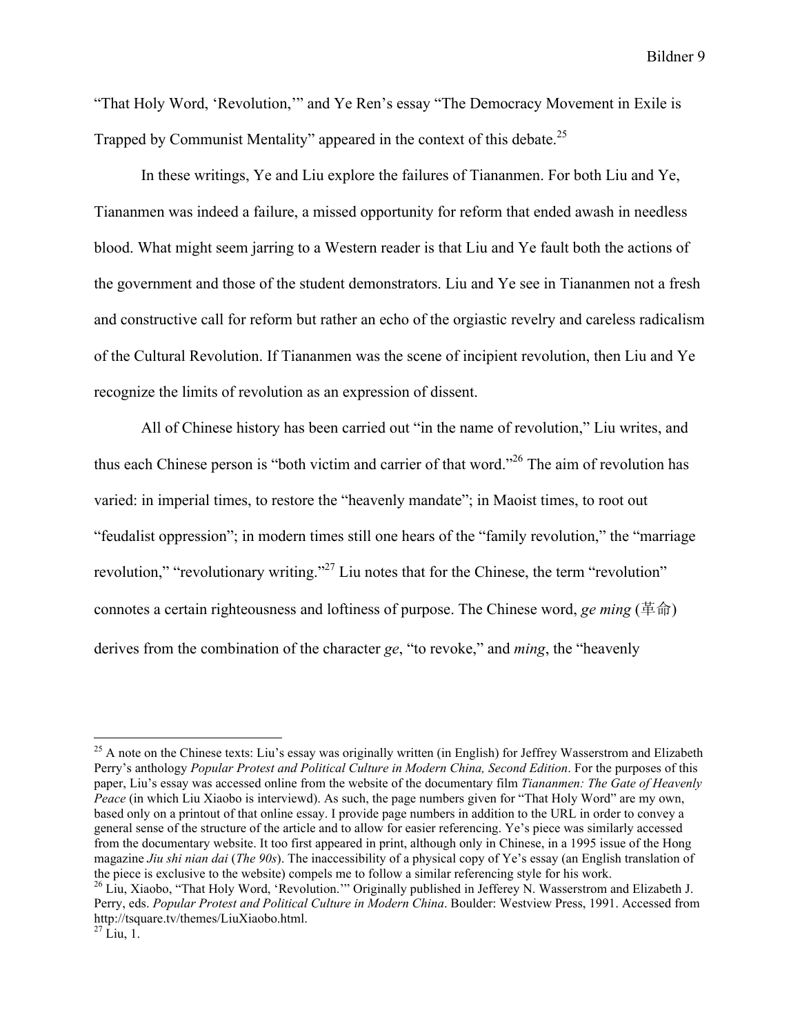"That Holy Word, 'Revolution,'" and Ye Ren's essay "The Democracy Movement in Exile is Trapped by Communist Mentality" appeared in the context of this debate.[25]

In these writings, Ye and Liu explore the failures of Tiananmen. For both Liu and Ye, Tiananmen was indeed a failure, a missed opportunity for reform that ended awash in needless blood. What might seem jarring to a Western reader is that Liu and Ye fault both the actions of the government and those of the student demonstrators. Liu and Ye see in Tiananmen not a fresh and constructive call for reform but rather an echo of the orgiastic revelry and careless radicalism of the Cultural Revolution. If Tiananmen was the scene of incipient revolution, then Liu and Ye recognize the limits of revolution as an expression of dissent.

All of Chinese history has been carried out "in the name of revolution," Liu writes, and thus each Chinese person is "both victim and carrier of that word."[26] The aim of revolution has varied: in imperial times, to restore the "heavenly mandate"; in Maoist times, to root out "feudalist oppression"; in modern times still one hears of the "family revolution," the "marriage revolution," "revolutionary writing."[27] Liu notes that for the Chinese, the term "revolution" connotes a certain righteousness and loftiness of purpose. The Chinese word, *ge ming* (革命) derives from the combination of the character *ge*, "to revoke," and *ming*, the "heavenly

---

[25] A note on the Chinese texts: Liu's essay was originally written (in English) for Jeffrey Wasserstrom and Elizabeth Perry's anthology *Popular Protest and Political Culture in Modern China, Second Edition*. For the purposes of this paper, Liu's essay was accessed online from the website of the documentary film *Tiananmen: The Gate of Heavenly Peace* (in which Liu Xiaobo is interviewd). As such, the page numbers given for "That Holy Word" are my own, based only on a printout of that online essay. I provide page numbers in addition to the URL in order to convey a general sense of the structure of the article and to allow for easier referencing. Ye's piece was similarly accessed from the documentary website. It too first appeared in print, although only in Chinese, in a 1995 issue of the Hong magazine *Jiu shi nian dai* (*The 90s*). The inaccessibility of a physical copy of Ye's essay (an English translation of the piece is exclusive to the website) compels me to follow a similar referencing style for his work.

[26] Liu, Xiaobo, "That Holy Word, 'Revolution.'" Originally published in Jefferey N. Wasserstrom and Elizabeth J. Perry, eds. *Popular Protest and Political Culture in Modern China*. Boulder: Westview Press, 1991. Accessed from http://tsquare.tv/themes/LiuXiaobo.html.

[27] Liu, 1.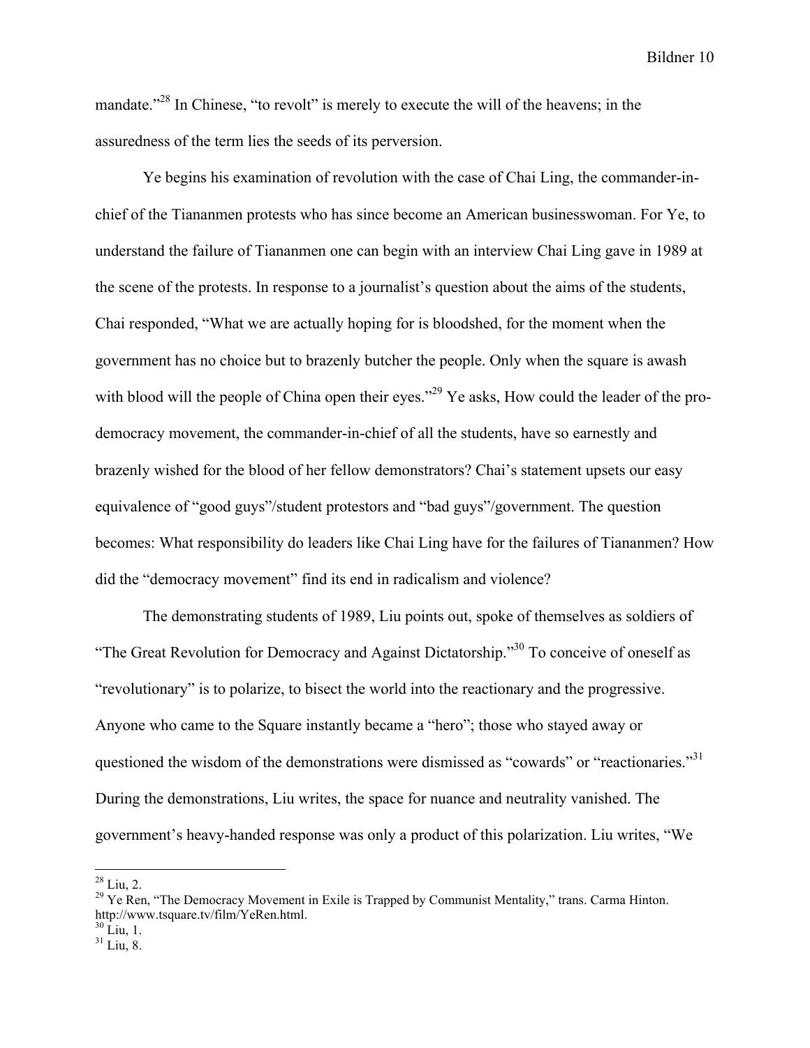mandate."[28] In Chinese, "to revolt" is merely to execute the will of the heavens; in the assuredness of the term lies the seeds of its perversion.

Ye begins his examination of revolution with the case of Chai Ling, the commander-in-chief of the Tiananmen protests who has since become an American businesswoman. For Ye, to understand the failure of Tiananmen one can begin with an interview Chai Ling gave in 1989 at the scene of the protests. In response to a journalist's question about the aims of the students, Chai responded, "What we are actually hoping for is bloodshed, for the moment when the government has no choice but to brazenly butcher the people. Only when the square is awash with blood will the people of China open their eyes."[29] Ye asks, How could the leader of the pro-democracy movement, the commander-in-chief of all the students, have so earnestly and brazenly wished for the blood of her fellow demonstrators? Chai's statement upsets our easy equivalence of "good guys"/student protestors and "bad guys"/government. The question becomes: What responsibility do leaders like Chai Ling have for the failures of Tiananmen? How did the "democracy movement" find its end in radicalism and violence?

The demonstrating students of 1989, Liu points out, spoke of themselves as soldiers of "The Great Revolution for Democracy and Against Dictatorship."[30] To conceive of oneself as "revolutionary" is to polarize, to bisect the world into the reactionary and the progressive. Anyone who came to the Square instantly became a "hero"; those who stayed away or questioned the wisdom of the demonstrations were dismissed as "cowards" or "reactionaries."[31] During the demonstrations, Liu writes, the space for nuance and neutrality vanished. The government's heavy-handed response was only a product of this polarization. Liu writes, "We

---

[28] Liu, 2.

[29] Ye Ren, "The Democracy Movement in Exile is Trapped by Communist Mentality," trans. Carma Hinton. http://www.tsquare.tv/film/YeRen.html.

[30] Liu, 1.

[31] Liu, 8.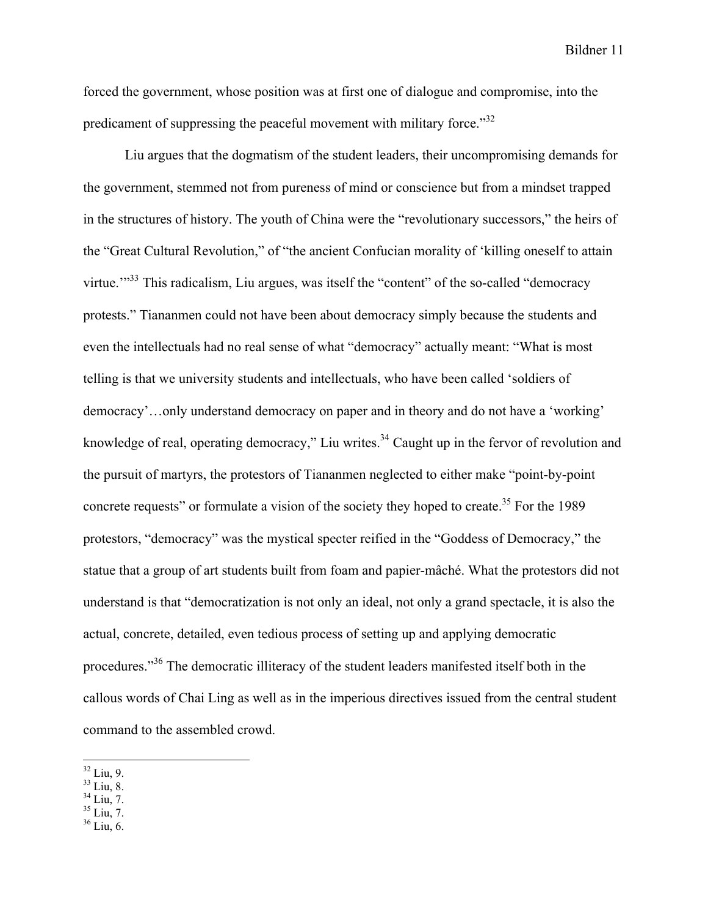forced the government, whose position was at first one of dialogue and compromise, into the predicament of suppressing the peaceful movement with military force."[32]

Liu argues that the dogmatism of the student leaders, their uncompromising demands for the government, stemmed not from pureness of mind or conscience but from a mindset trapped in the structures of history. The youth of China were the "revolutionary successors," the heirs of the "Great Cultural Revolution," of "the ancient Confucian morality of 'killing oneself to attain virtue.'"[33] This radicalism, Liu argues, was itself the "content" of the so-called "democracy protests." Tiananmen could not have been about democracy simply because the students and even the intellectuals had no real sense of what "democracy" actually meant: "What is most telling is that we university students and intellectuals, who have been called 'soldiers of democracy'…only understand democracy on paper and in theory and do not have a 'working' knowledge of real, operating democracy," Liu writes.[34] Caught up in the fervor of revolution and the pursuit of martyrs, the protestors of Tiananmen neglected to either make "point-by-point concrete requests" or formulate a vision of the society they hoped to create.[35] For the 1989 protestors, "democracy" was the mystical specter reified in the "Goddess of Democracy," the statue that a group of art students built from foam and papier-mâché. What the protestors did not understand is that "democratization is not only an ideal, not only a grand spectacle, it is also the actual, concrete, detailed, even tedious process of setting up and applying democratic procedures."[36] The democratic illiteracy of the student leaders manifested itself both in the callous words of Chai Ling as well as in the imperious directives issued from the central student command to the assembled crowd.

---

[32] Liu, 9.
[33] Liu, 8.
[34] Liu, 7.
[35] Liu, 7.
[36] Liu, 6.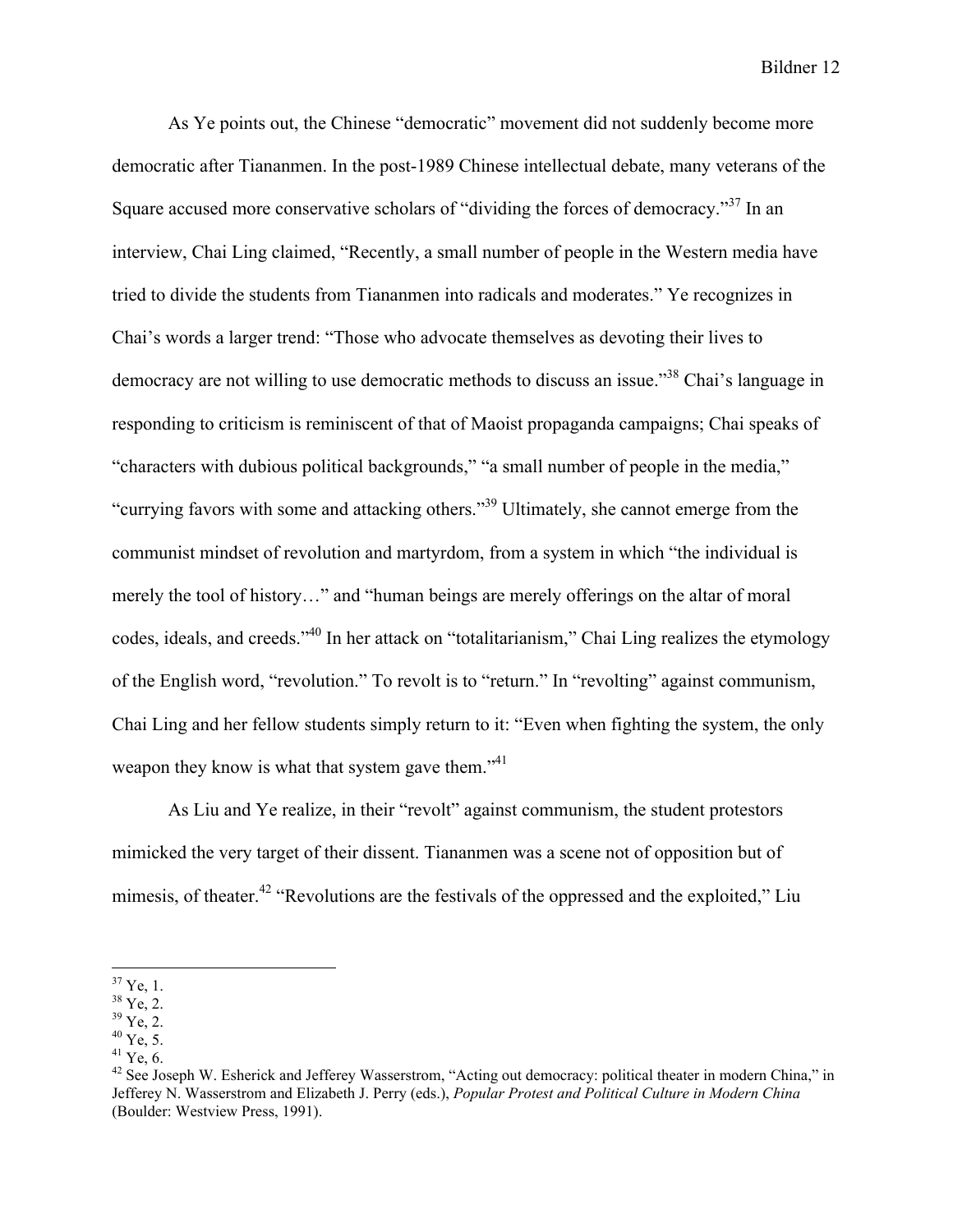As Ye points out, the Chinese "democratic" movement did not suddenly become more democratic after Tiananmen. In the post-1989 Chinese intellectual debate, many veterans of the Square accused more conservative scholars of "dividing the forces of democracy."[37] In an interview, Chai Ling claimed, "Recently, a small number of people in the Western media have tried to divide the students from Tiananmen into radicals and moderates." Ye recognizes in Chai's words a larger trend: "Those who advocate themselves as devoting their lives to democracy are not willing to use democratic methods to discuss an issue."[38] Chai's language in responding to criticism is reminiscent of that of Maoist propaganda campaigns; Chai speaks of "characters with dubious political backgrounds," "a small number of people in the media," "currying favors with some and attacking others."[39] Ultimately, she cannot emerge from the communist mindset of revolution and martyrdom, from a system in which "the individual is merely the tool of history…" and "human beings are merely offerings on the altar of moral codes, ideals, and creeds."[40] In her attack on "totalitarianism," Chai Ling realizes the etymology of the English word, "revolution." To revolt is to "return." In "revolting" against communism, Chai Ling and her fellow students simply return to it: "Even when fighting the system, the only weapon they know is what that system gave them."[41]

As Liu and Ye realize, in their "revolt" against communism, the student protestors mimicked the very target of their dissent. Tiananmen was a scene not of opposition but of mimesis, of theater.[42] "Revolutions are the festivals of the oppressed and the exploited," Liu

---

[37] Ye, 1.
[38] Ye, 2.
[39] Ye, 2.
[40] Ye, 5.
[41] Ye, 6.
[42] See Joseph W. Esherick and Jefferey Wasserstrom, "Acting out democracy: political theater in modern China," in Jefferey N. Wasserstrom and Elizabeth J. Perry (eds.), *Popular Protest and Political Culture in Modern China* (Boulder: Westview Press, 1991).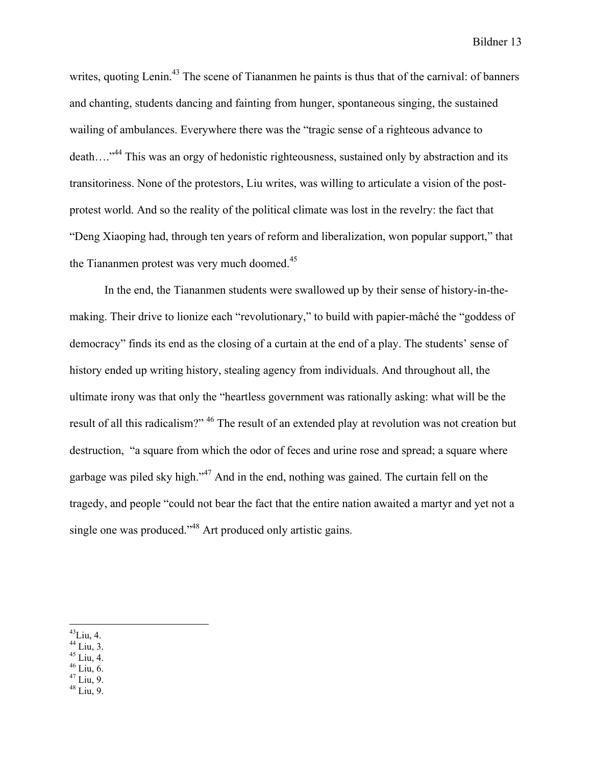writes, quoting Lenin.[43] The scene of Tiananmen he paints is thus that of the carnival: of banners and chanting, students dancing and fainting from hunger, spontaneous singing, the sustained wailing of ambulances. Everywhere there was the "tragic sense of a righteous advance to death…."[44] This was an orgy of hedonistic righteousness, sustained only by abstraction and its transitoriness. None of the protestors, Liu writes, was willing to articulate a vision of the post-protest world. And so the reality of the political climate was lost in the revelry: the fact that "Deng Xiaoping had, through ten years of reform and liberalization, won popular support," that the Tiananmen protest was very much doomed.[45]

In the end, the Tiananmen students were swallowed up by their sense of history-in-the-making. Their drive to lionize each "revolutionary," to build with papier-mâché the "goddess of democracy" finds its end as the closing of a curtain at the end of a play. The students' sense of history ended up writing history, stealing agency from individuals. And throughout all, the ultimate irony was that only the "heartless government was rationally asking: what will be the result of all this radicalism?" [46] The result of an extended play at revolution was not creation but destruction, "a square from which the odor of feces and urine rose and spread; a square where garbage was piled sky high."[47] And in the end, nothing was gained. The curtain fell on the tragedy, and people "could not bear the fact that the entire nation awaited a martyr and yet not a single one was produced."[48] Art produced only artistic gains.

---

[43] Liu, 4.
[44] Liu, 3.
[45] Liu, 4.
[46] Liu, 6.
[47] Liu, 9.
[48] Liu, 9.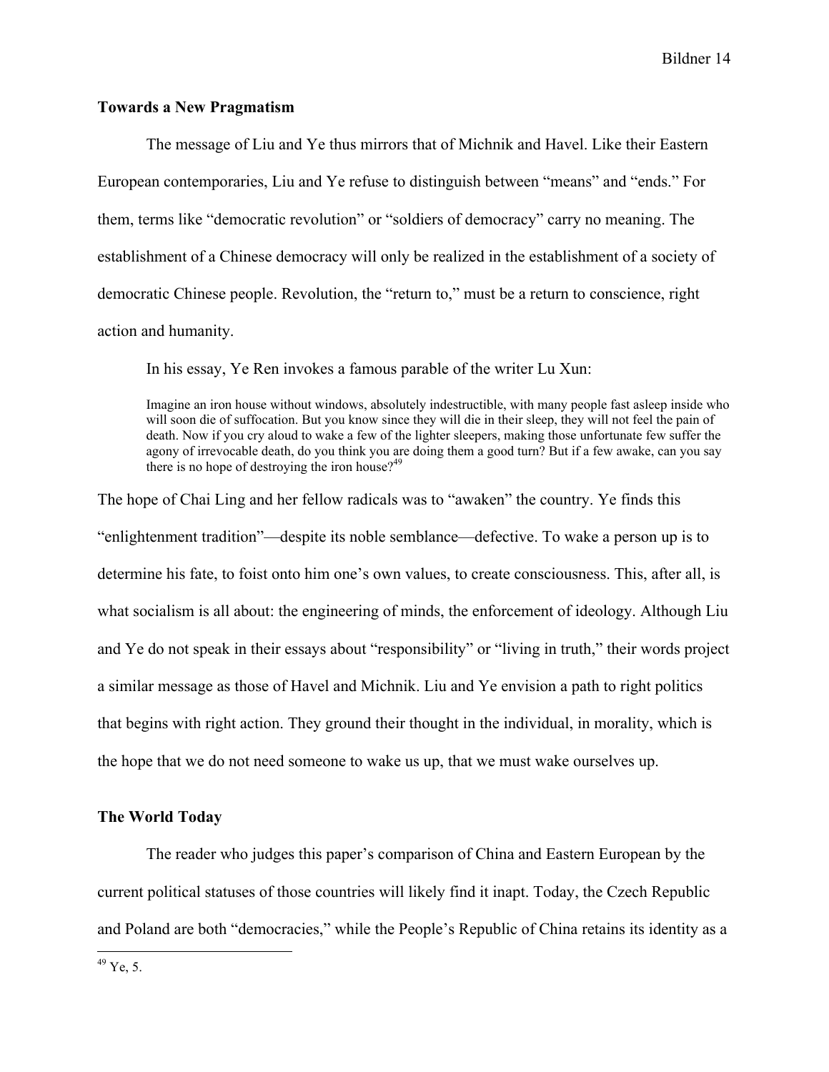## Towards a New Pragmatism

The message of Liu and Ye thus mirrors that of Michnik and Havel. Like their Eastern European contemporaries, Liu and Ye refuse to distinguish between "means" and "ends." For them, terms like "democratic revolution" or "soldiers of democracy" carry no meaning. The establishment of a Chinese democracy will only be realized in the establishment of a society of democratic Chinese people. Revolution, the "return to," must be a return to conscience, right action and humanity.

In his essay, Ye Ren invokes a famous parable of the writer Lu Xun:

> Imagine an iron house without windows, absolutely indestructible, with many people fast asleep inside who will soon die of suffocation. But you know since they will die in their sleep, they will not feel the pain of death. Now if you cry aloud to wake a few of the lighter sleepers, making those unfortunate few suffer the agony of irrevocable death, do you think you are doing them a good turn? But if a few awake, can you say there is no hope of destroying the iron house?[49]

The hope of Chai Ling and her fellow radicals was to "awaken" the country. Ye finds this "enlightenment tradition"—despite its noble semblance—defective. To wake a person up is to determine his fate, to foist onto him one's own values, to create consciousness. This, after all, is what socialism is all about: the engineering of minds, the enforcement of ideology. Although Liu and Ye do not speak in their essays about "responsibility" or "living in truth," their words project a similar message as those of Havel and Michnik. Liu and Ye envision a path to right politics that begins with right action. They ground their thought in the individual, in morality, which is the hope that we do not need someone to wake us up, that we must wake ourselves up.

## The World Today

The reader who judges this paper's comparison of China and Eastern European by the current political statuses of those countries will likely find it inapt. Today, the Czech Republic and Poland are both "democracies," while the People's Republic of China retains its identity as a

---

[49] Ye, 5.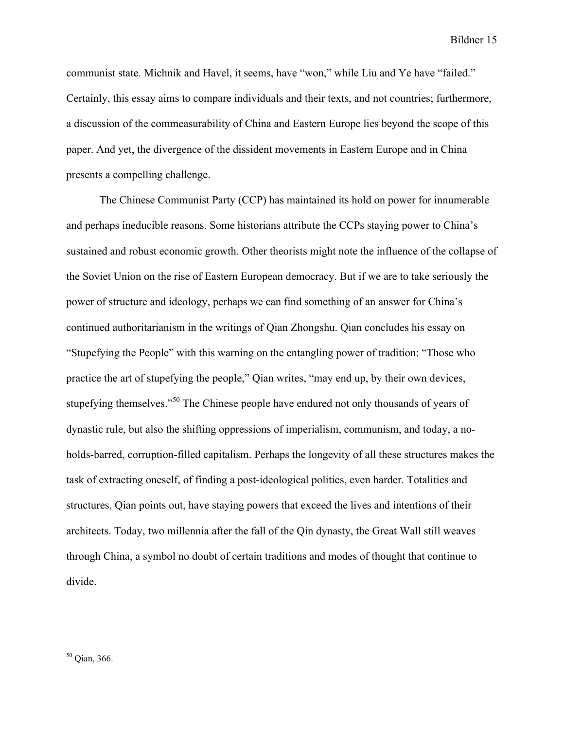communist state. Michnik and Havel, it seems, have "won," while Liu and Ye have "failed." Certainly, this essay aims to compare individuals and their texts, and not countries; furthermore, a discussion of the commeasurability of China and Eastern Europe lies beyond the scope of this paper. And yet, the divergence of the dissident movements in Eastern Europe and in China presents a compelling challenge.

The Chinese Communist Party (CCP) has maintained its hold on power for innumerable and perhaps ineducible reasons. Some historians attribute the CCPs staying power to China's sustained and robust economic growth. Other theorists might note the influence of the collapse of the Soviet Union on the rise of Eastern European democracy. But if we are to take seriously the power of structure and ideology, perhaps we can find something of an answer for China's continued authoritarianism in the writings of Qian Zhongshu. Qian concludes his essay on "Stupefying the People" with this warning on the entangling power of tradition: "Those who practice the art of stupefying the people," Qian writes, "may end up, by their own devices, stupefying themselves."[50] The Chinese people have endured not only thousands of years of dynastic rule, but also the shifting oppressions of imperialism, communism, and today, a no-holds-barred, corruption-filled capitalism. Perhaps the longevity of all these structures makes the task of extracting oneself, of finding a post-ideological politics, even harder. Totalities and structures, Qian points out, have staying powers that exceed the lives and intentions of their architects. Today, two millennia after the fall of the Qin dynasty, the Great Wall still weaves through China, a symbol no doubt of certain traditions and modes of thought that continue to divide.

---

[50] Qian, 366.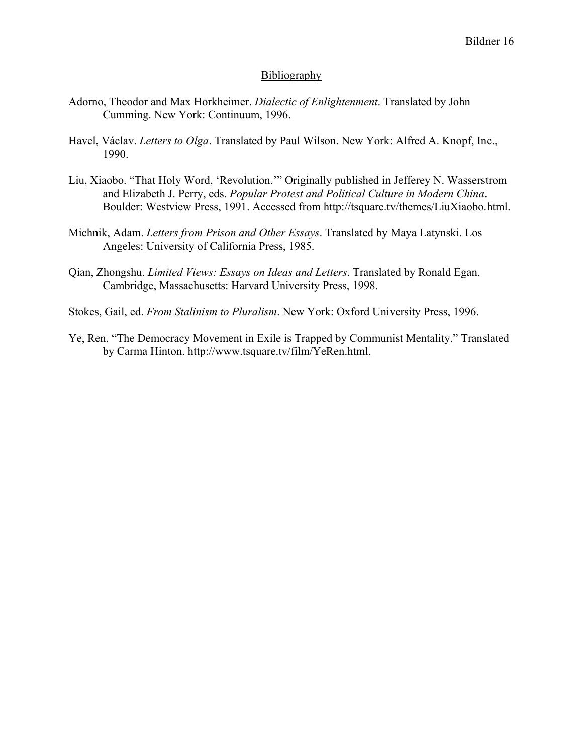## Bibliography

Adorno, Theodor and Max Horkheimer. *Dialectic of Enlightenment*. Translated by John Cumming. New York: Continuum, 1996.

Havel, Václav. *Letters to Olga*. Translated by Paul Wilson. New York: Alfred A. Knopf, Inc., 1990.

Liu, Xiaobo. "That Holy Word, 'Revolution.'" Originally published in Jefferey N. Wasserstrom and Elizabeth J. Perry, eds. *Popular Protest and Political Culture in Modern China*. Boulder: Westview Press, 1991. Accessed from http://tsquare.tv/themes/LiuXiaobo.html.

Michnik, Adam. *Letters from Prison and Other Essays*. Translated by Maya Latynski. Los Angeles: University of California Press, 1985.

Qian, Zhongshu. *Limited Views: Essays on Ideas and Letters*. Translated by Ronald Egan. Cambridge, Massachusetts: Harvard University Press, 1998.

Stokes, Gail, ed. *From Stalinism to Pluralism*. New York: Oxford University Press, 1996.

Ye, Ren. "The Democracy Movement in Exile is Trapped by Communist Mentality." Translated by Carma Hinton. http://www.tsquare.tv/film/YeRen.html.